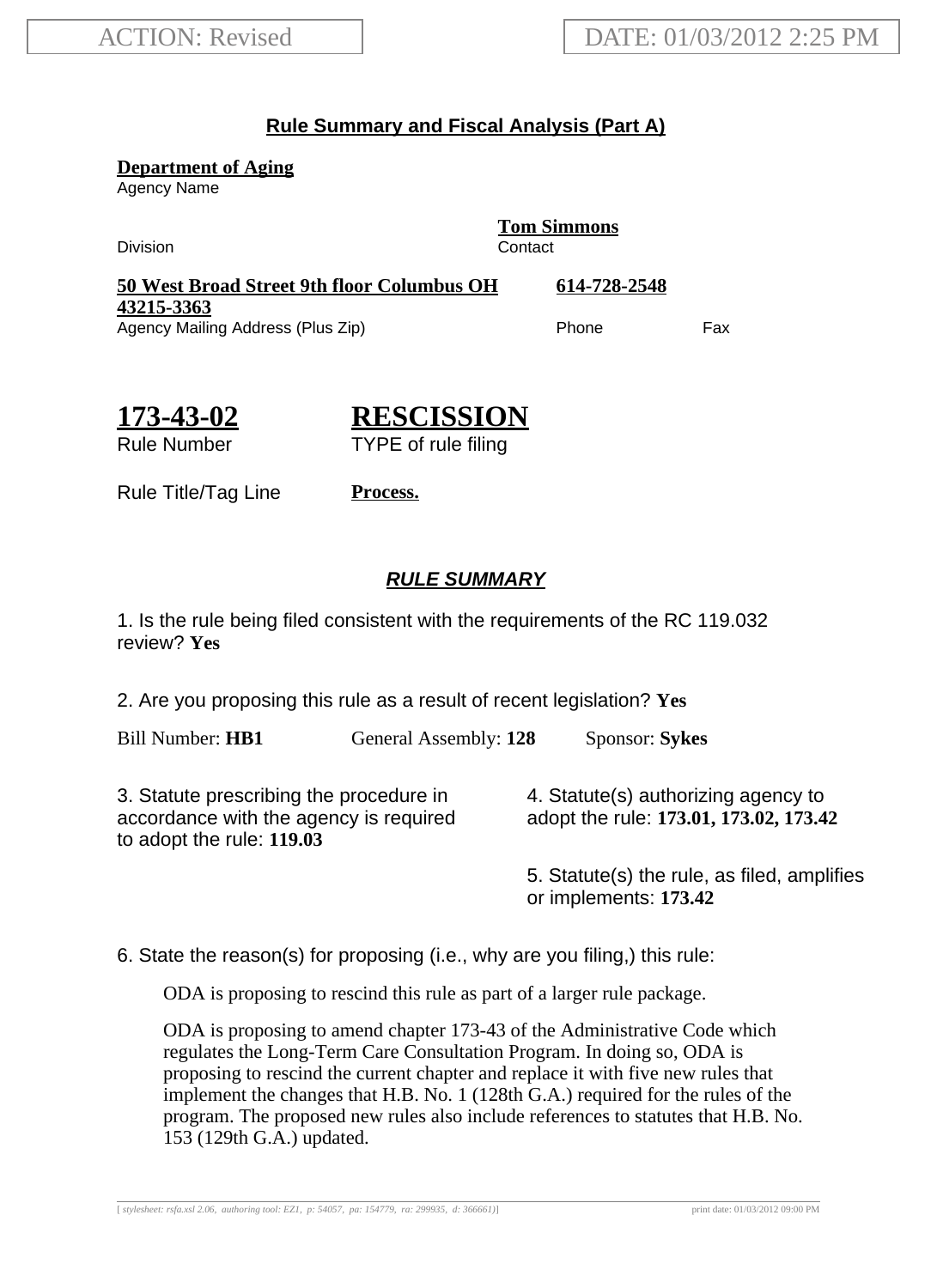ACTION: Revised

DATE: 01/03/2012 2:25 PM

## Rule Summary and Fiscal Analysis (Part A)

**Department of Aging**
Agency Name

Division

**Tom Simmons**
Contact

**50 West Broad Street 9th floor Columbus OH 43215-3363**
Agency Mailing Address (Plus Zip)

**614-728-2548**
Phone

Fax

# 173-43-02
Rule Number

# RESCISSION
TYPE of rule filing

Rule Title/Tag Line **Process.**

### *RULE SUMMARY*

1. Is the rule being filed consistent with the requirements of the RC 119.032 review? **Yes**

2. Are you proposing this rule as a result of recent legislation? **Yes**

Bill Number: **HB1** General Assembly: **128** Sponsor: **Sykes**

3. Statute prescribing the procedure in accordance with the agency is required to adopt the rule: **119.03**

4. Statute(s) authorizing agency to adopt the rule: **173.01, 173.02, 173.42**

5. Statute(s) the rule, as filed, amplifies or implements: **173.42**

6. State the reason(s) for proposing (i.e., why are you filing,) this rule:

ODA is proposing to rescind this rule as part of a larger rule package.

ODA is proposing to amend chapter 173-43 of the Administrative Code which regulates the Long-Term Care Consultation Program. In doing so, ODA is proposing to rescind the current chapter and replace it with five new rules that implement the changes that H.B. No. 1 (128th G.A.) required for the rules of the program. The proposed new rules also include references to statutes that H.B. No. 153 (129th G.A.) updated.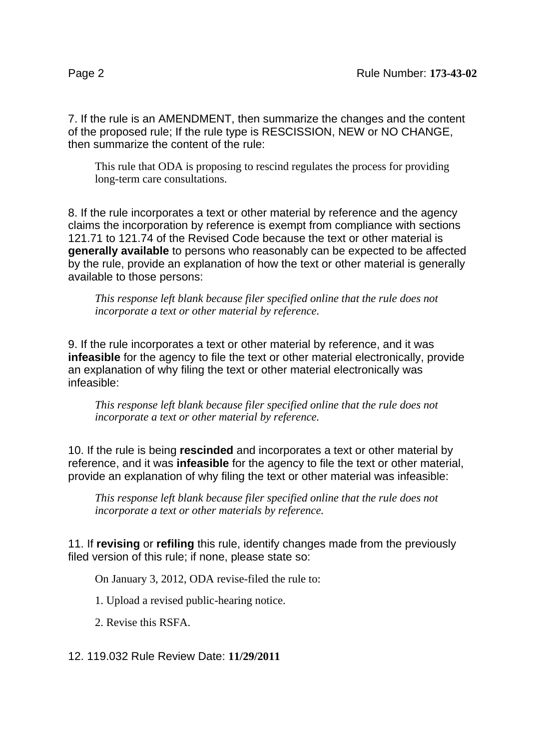7. If the rule is an AMENDMENT, then summarize the changes and the content of the proposed rule; If the rule type is RESCISSION, NEW or NO CHANGE, then summarize the content of the rule:

This rule that ODA is proposing to rescind regulates the process for providing long-term care consultations.

8. If the rule incorporates a text or other material by reference and the agency claims the incorporation by reference is exempt from compliance with sections 121.71 to 121.74 of the Revised Code because the text or other material is **generally available** to persons who reasonably can be expected to be affected by the rule, provide an explanation of how the text or other material is generally available to those persons:

*This response left blank because filer specified online that the rule does not incorporate a text or other material by reference.*

9. If the rule incorporates a text or other material by reference, and it was **infeasible** for the agency to file the text or other material electronically, provide an explanation of why filing the text or other material electronically was infeasible:

*This response left blank because filer specified online that the rule does not incorporate a text or other material by reference.*

10. If the rule is being **rescinded** and incorporates a text or other material by reference, and it was **infeasible** for the agency to file the text or other material, provide an explanation of why filing the text or other material was infeasible:

*This response left blank because filer specified online that the rule does not incorporate a text or other materials by reference.*

11. If **revising** or **refiling** this rule, identify changes made from the previously filed version of this rule; if none, please state so:

On January 3, 2012, ODA revise-filed the rule to:

1. Upload a revised public-hearing notice.

2. Revise this RSFA.

12. 119.032 Rule Review Date: **11/29/2011**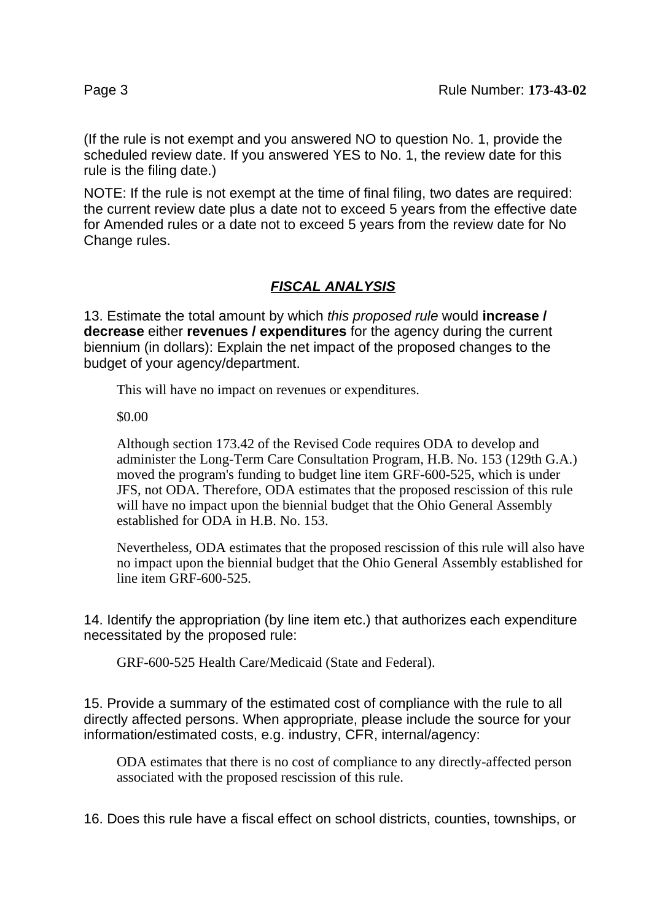(If the rule is not exempt and you answered NO to question No. 1, provide the scheduled review date. If you answered YES to No. 1, the review date for this rule is the filing date.)

NOTE: If the rule is not exempt at the time of final filing, two dates are required: the current review date plus a date not to exceed 5 years from the effective date for Amended rules or a date not to exceed 5 years from the review date for No Change rules.

## ***FISCAL ANALYSIS***

13. Estimate the total amount by which *this proposed rule* would **increase / decrease** either **revenues / expenditures** for the agency during the current biennium (in dollars): Explain the net impact of the proposed changes to the budget of your agency/department.

> This will have no impact on revenues or expenditures.
>
> $0.00
>
> Although section 173.42 of the Revised Code requires ODA to develop and administer the Long-Term Care Consultation Program, H.B. No. 153 (129th G.A.) moved the program's funding to budget line item GRF-600-525, which is under JFS, not ODA. Therefore, ODA estimates that the proposed rescission of this rule will have no impact upon the biennial budget that the Ohio General Assembly established for ODA in H.B. No. 153.
>
> Nevertheless, ODA estimates that the proposed rescission of this rule will also have no impact upon the biennial budget that the Ohio General Assembly established for line item GRF-600-525.

14. Identify the appropriation (by line item etc.) that authorizes each expenditure necessitated by the proposed rule:

> GRF-600-525 Health Care/Medicaid (State and Federal).

15. Provide a summary of the estimated cost of compliance with the rule to all directly affected persons. When appropriate, please include the source for your information/estimated costs, e.g. industry, CFR, internal/agency:

> ODA estimates that there is no cost of compliance to any directly-affected person associated with the proposed rescission of this rule.

16. Does this rule have a fiscal effect on school districts, counties, townships, or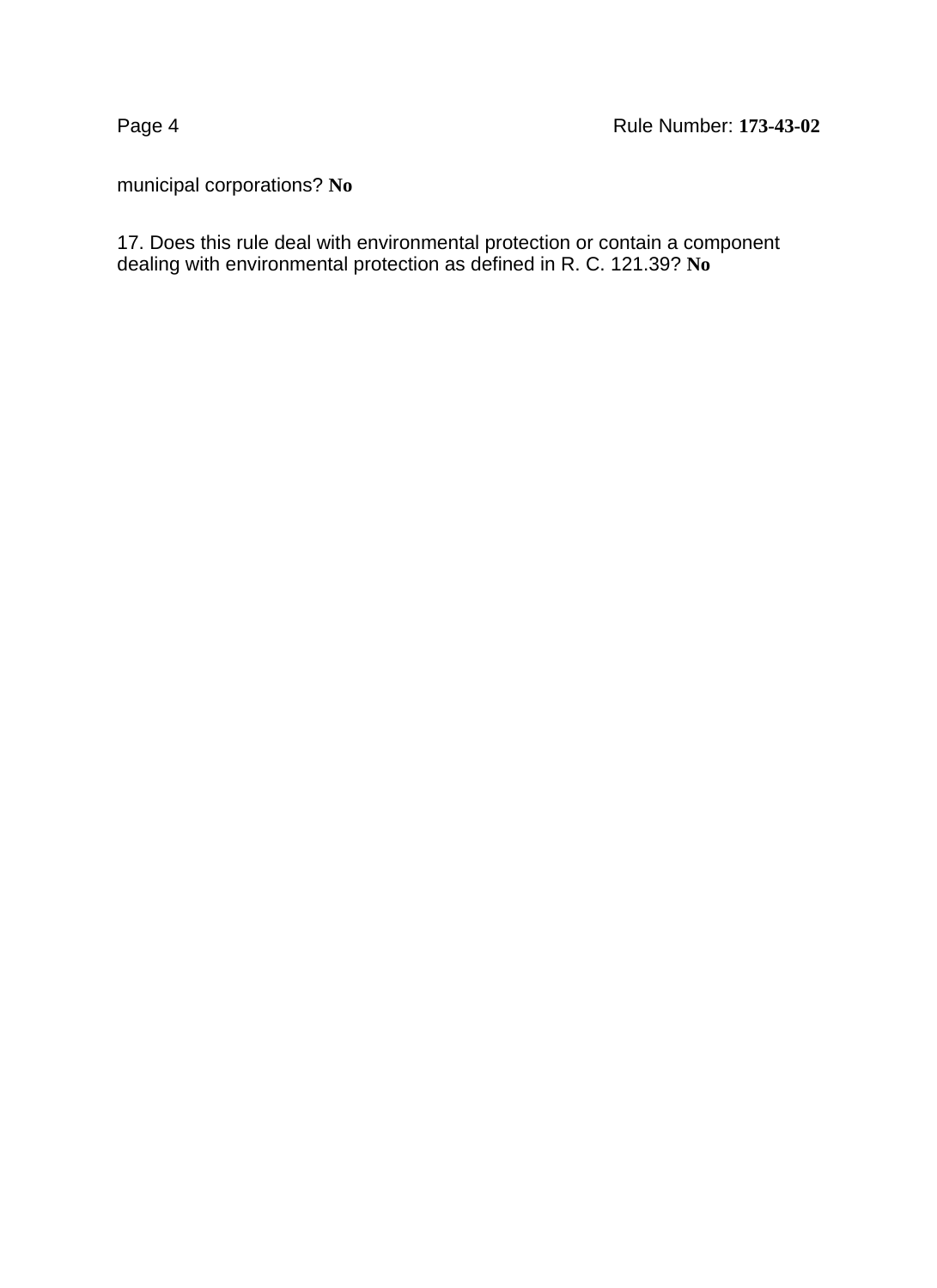municipal corporations? **No**

17. Does this rule deal with environmental protection or contain a component dealing with environmental protection as defined in R. C. 121.39? **No**